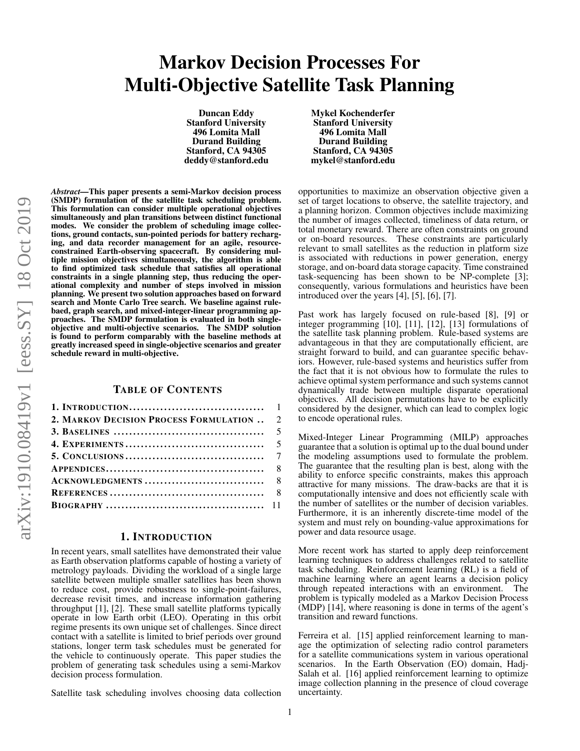# Markov Decision Processes For Multi-Objective Satellite Task Planning

**Duncan Eddy**
**Stanford University**
**496 Lomita Mall**
**Durand Building**
**Stanford, CA 94305**
**deddy@stanford.edu**

**Mykel Kochenderfer**
**Stanford University**
**496 Lomita Mall**
**Durand Building**
**Stanford, CA 94305**
**mykel@stanford.edu**

***Abstract*—This paper presents a semi-Markov decision process (SMDP) formulation of the satellite task scheduling problem. This formulation can consider multiple operational objectives simultaneously and plan transitions between distinct functional modes. We consider the problem of scheduling image collections, ground contacts, sun-pointed periods for battery recharging, and data recorder management for an agile, resource-constrained Earth-observing spacecraft. By considering multiple mission objectives simultaneously, the algorithm is able to find optimized task schedule that satisfies all operational constraints in a single planning step, thus reducing the operational complexity and number of steps involved in mission planning. We present two solution approaches based on forward search and Monte Carlo Tree search. We baseline against rule-baed, graph search, and mixed-integer-linear programming approaches. The SMDP formulation is evaluated in both single-objective and multi-objective scenarios. The SMDP solution is found to perform comparably with the baseline methods at greatly increased speed in single-objective scenarios and greater schedule reward in multi-objective.**

## TABLE OF CONTENTS

| | |
|---|---|
| 1. INTRODUCTION | 1 |
| 2. MARKOV DECISION PROCESS FORMULATION | 2 |
| 3. BASELINES | 5 |
| 4. EXPERIMENTS | 5 |
| 5. CONCLUSIONS | 7 |
| APPENDICES | 8 |
| ACKNOWLEDGMENTS | 8 |
| REFERENCES | 8 |
| BIOGRAPHY | 11 |

## 1. INTRODUCTION

In recent years, small satellites have demonstrated their value as Earth observation platforms capable of hosting a variety of metrology payloads. Dividing the workload of a single large satellite between multiple smaller satellites has been shown to reduce cost, provide robustness to single-point-failures, decrease revisit times, and increase information gathering throughput [1], [2]. These small satellite platforms typically operate in low Earth orbit (LEO). Operating in this orbit regime presents its own unique set of challenges. Since direct contact with a satellite is limited to brief periods over ground stations, longer term task schedules must be generated for the vehicle to continuously operate. This paper studies the problem of generating task schedules using a semi-Markov decision process formulation.

Satellite task scheduling involves choosing data collection opportunities to maximize an observation objective given a set of target locations to observe, the satellite trajectory, and a planning horizon. Common objectives include maximizing the number of images collected, timeliness of data return, or total monetary reward. There are often constraints on ground or on-board resources. These constraints are particularly relevant to small satellites as the reduction in platform size is associated with reductions in power generation, energy storage, and on-board data storage capacity. Time constrained task-sequencing has been shown to be NP-complete [3]; consequently, various formulations and heuristics have been introduced over the years [4], [5], [6], [7].

Past work has largely focused on rule-based [8], [9] or integer programming [10], [11], [12], [13] formulations of the satellite task planning problem. Rule-based systems are advantageous in that they are computationally efficient, are straight forward to build, and can guarantee specific behaviors. However, rule-based systems and heuristics suffer from the fact that it is not obvious how to formulate the rules to achieve optimal system performance and such systems cannot dynamically trade between multiple disparate operational objectives. All decision permutations have to be explicitly considered by the designer, which can lead to complex logic to encode operational rules.

Mixed-Integer Linear Programming (MILP) approaches guarantee that a solution is optimal up to the dual bound under the modeling assumptions used to formulate the problem. The guarantee that the resulting plan is best, along with the ability to enforce specific constraints, makes this approach attractive for many missions. The draw-backs are that it is computationally intensive and does not efficiently scale with the number of satellites or the number of decision variables. Furthermore, it is an inherently discrete-time model of the system and must rely on bounding-value approximations for power and data resource usage.

More recent work has started to apply deep reinforcement learning techniques to address challenges related to satellite task scheduling. Reinforcement learning (RL) is a field of machine learning where an agent learns a decision policy through repeated interactions with an environment. The problem is typically modeled as a Markov Decision Process (MDP) [14], where reasoning is done in terms of the agent's transition and reward functions.

Ferreira et al. [15] applied reinforcement learning to manage the optimization of selecting radio control parameters for a satellite communications system in various operational scenarios. In the Earth Observation (EO) domain, Hadj-Salah et al. [16] applied reinforcement learning to optimize image collection planning in the presence of cloud coverage uncertainty.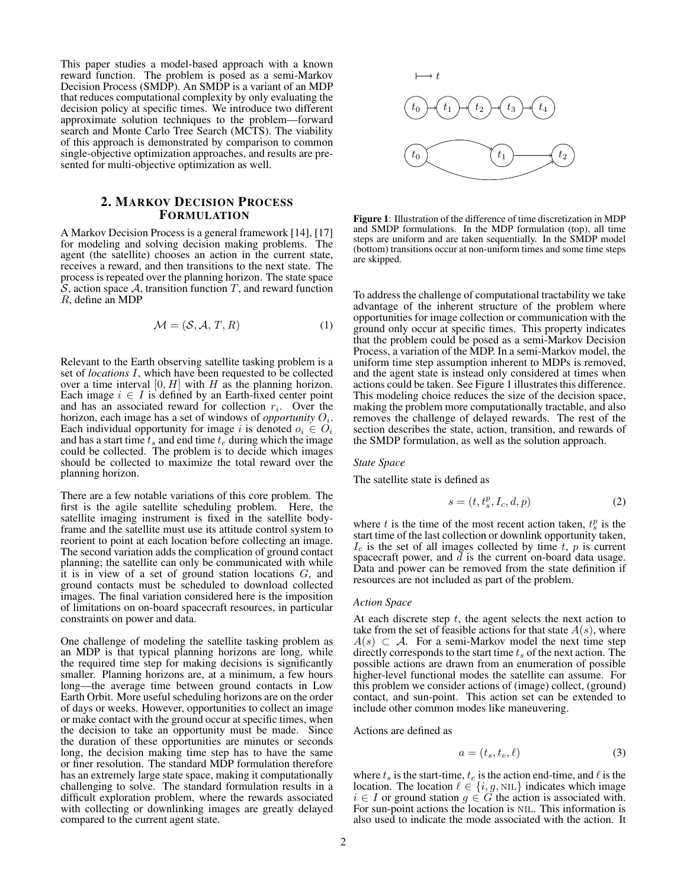This paper studies a model-based approach with a known reward function. The problem is posed as a semi-Markov Decision Process (SMDP). An SMDP is a variant of an MDP that reduces computational complexity by only evaluating the decision policy at specific times. We introduce two different approximate solution techniques to the problem—forward search and Monte Carlo Tree Search (MCTS). The viability of this approach is demonstrated by comparison to common single-objective optimization approaches, and results are presented for multi-objective optimization as well.

## 2. Markov Decision Process Formulation

A Markov Decision Process is a general framework [14], [17] for modeling and solving decision making problems. The agent (the satellite) chooses an action in the current state, receives a reward, and then transitions to the next state. The process is repeated over the planning horizon. The state space $\mathcal{S}$, action space $\mathcal{A}$, transition function $T$, and reward function $R$, define an MDP

$$\mathcal{M} = (\mathcal{S}, \mathcal{A}, T, R) \tag{1}$$

Relevant to the Earth observing satellite tasking problem is a set of *locations* $I$, which have been requested to be collected over a time interval $[0, H]$ with $H$ as the planning horizon. Each image $i \in I$ is defined by an Earth-fixed center point and has an associated reward for collection $r_i$. Over the horizon, each image has a set of windows of *opportunity* $O_i$. Each individual opportunity for image $i$ is denoted $o_i \in O_i$ and has a start time $t_s$ and end time $t_e$ during which the image could be collected. The problem is to decide which images should be collected to maximize the total reward over the planning horizon.

There are a few notable variations of this core problem. The first is the agile satellite scheduling problem. Here, the satellite imaging instrument is fixed in the satellite body-frame and the satellite must use its attitude control system to reorient to point at each location before collecting an image. The second variation adds the complication of ground contact planning; the satellite can only be communicated with while it is in view of a set of ground station locations $G$, and ground contacts must be scheduled to download collected images. The final variation considered here is the imposition of limitations on on-board spacecraft resources, in particular constraints on power and data.

One challenge of modeling the satellite tasking problem as an MDP is that typical planning horizons are long, while the required time step for making decisions is significantly smaller. Planning horizons are, at a minimum, a few hours long—the average time between ground contacts in Low Earth Orbit. More useful scheduling horizons are on the order of days or weeks. However, opportunities to collect an image or make contact with the ground occur at specific times, when the decision to take an opportunity must be made. Since the duration of these opportunities are minutes or seconds long, the decision making time step has to have the same or finer resolution. The standard MDP formulation therefore has an extremely large state space, making it computationally challenging to solve. The standard formulation results in a difficult exploration problem, where the rewards associated with collecting or downlinking images are greatly delayed compared to the current agent state.

**Figure 1**: Illustration of the difference of time discretization in MDP and SMDP formulations. In the MDP formulation (top), all time steps are uniform and are taken sequentially. In the SMDP model (bottom) transitions occur at non-uniform times and some time steps are skipped.

To address the challenge of computational tractability we take advantage of the inherent structure of the problem where opportunities for image collection or communication with the ground only occur at specific times. This property indicates that the problem could be posed as a semi-Markov Decision Process, a variation of the MDP. In a semi-Markov model, the uniform time step assumption inherent to MDPs is removed, and the agent state is instead only considered at times when actions could be taken. See Figure 1 illustrates this difference. This modeling choice reduces the size of the decision space, making the problem more computationally tractable, and also removes the challenge of delayed rewards. The rest of the section describes the state, action, transition, and rewards of the SMDP formulation, as well as the solution approach.

### *State Space*

The satellite state is defined as

$$s = (t, t_s^p, I_c, d, p) \tag{2}$$

where $t$ is the time of the most recent action taken, $t_s^p$ is the start time of the last collection or downlink opportunity taken, $I_c$ is the set of all images collected by time $t$, $p$ is current spacecraft power, and $d$ is the current on-board data usage. Data and power can be removed from the state definition if resources are not included as part of the problem.

### *Action Space*

At each discrete step $t$, the agent selects the next action to take from the set of feasible actions for that state $A(s)$, where $A(s) \subset \mathcal{A}$. For a semi-Markov model the next time step directly corresponds to the start time $t_s$ of the next action. The possible actions are drawn from an enumeration of possible higher-level functional modes the satellite can assume. For this problem we consider actions of (image) collect, (ground) contact, and sun-point. This action set can be extended to include other common modes like maneuvering.

Actions are defined as

$$a = (t_s, t_e, \ell) \tag{3}$$

where $t_s$ is the start-time, $t_e$ is the action end-time, and $\ell$ is the location. The location $\ell \in \{i, g, \text{NIL}\}$ indicates which image $i \in I$ or ground station $g \in G$ the action is associated with. For sun-point actions the location is NIL. This information is also used to indicate the mode associated with the action. It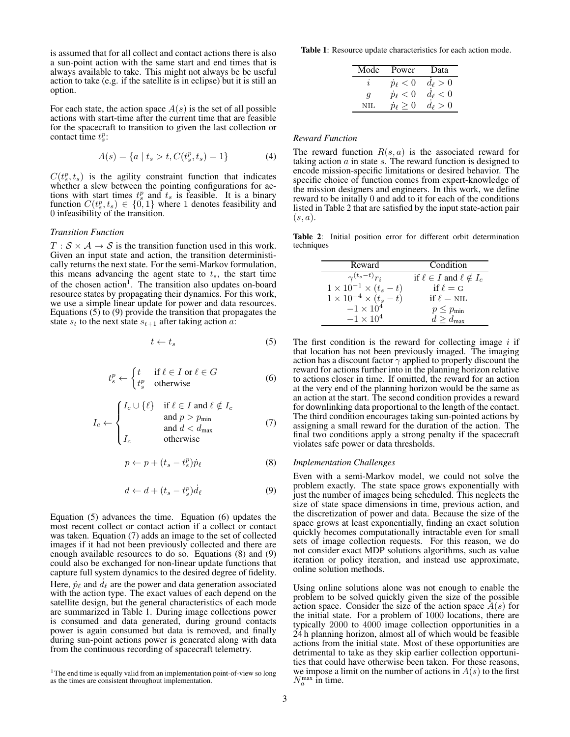is assumed that for all collect and contact actions there is also a sun-point action with the same start and end times that is always available to take. This might not always be be useful action to take (e.g. if the satellite is in eclipse) but it is still an option.

For each state, the action space $A(s)$ is the set of all possible actions with start-time after the current time that are feasible for the spacecraft to transition to given the last collection or contact time $t_s^p$:

$$A(s) = \{a \mid t_s > t, C(t_s^p, t_s) = 1\} \tag{4}$$

$C(t_s^p, t_s)$ is the agility constraint function that indicates whether a slew between the pointing configurations for actions with start times $t_s^p$ and $t_s$ is feasible. It is a binary function $C(t_s^p, t_s) \in \{0, 1\}$ where 1 denotes feasibility and 0 infeasibility of the transition.

*Transition Function*

$T : \mathcal{S} \times \mathcal{A} \rightarrow \mathcal{S}$ is the transition function used in this work. Given an input state and action, the transition deterministically returns the next state. For the semi-Markov formulation, this means advancing the agent state to $t_s$, the start time of the chosen action[1]. The transition also updates on-board resource states by propagating their dynamics. For this work, we use a simple linear update for power and data resources. Equations (5) to (9) provide the transition that propagates the state $s_t$ to the next state $s_{t+1}$ after taking action $a$:

$$t \leftarrow t_s \tag{5}$$

$$t_s^p \leftarrow \begin{cases} t & \text{if } \ell \in I \text{ or } \ell \in G \\ t_s^p & \text{otherwise} \end{cases} \tag{6}$$

$$I_c \leftarrow \begin{cases} I_c \cup \{\ell\} & \text{if } \ell \in I \text{ and } \ell \notin I_c \\ & \text{and } p > p_{\text{min}} \\ & \text{and } d < d_{\text{max}} \\ I_c & \text{otherwise} \end{cases} \tag{7}$$

$$p \leftarrow p + (t_s - t_s^p)\dot{p}_\ell \tag{8}$$

$$d \leftarrow d + (t_s - t_s^p)\dot{d}_\ell \tag{9}$$

Equation (5) advances the time. Equation (6) updates the most recent collect or contact action if a collect or contact was taken. Equation (7) adds an image to the set of collected images if it had not been previously collected and there are enough available resources to do so. Equations (8) and (9) could also be exchanged for non-linear update functions that capture full system dynamics to the desired degree of fidelity. Here, $\dot{p}_\ell$ and $\dot{d}_\ell$ are the power and data generation associated with the action type. The exact values of each depend on the satellite design, but the general characteristics of each mode are summarized in Table 1. During image collections power is consumed and data generated, during ground contacts power is again consumed but data is removed, and finally during sun-point actions power is generated along with data from the continuous recording of spacecraft telemetry.

[1] The end time is equally valid from an implementation point-of-view so long as the times are consistent throughout implementation.

**Table 1**: Resource update characteristics for each action mode.

| Mode | Power | Data |
|---|---|---|
| $i$ | $\dot{p}_\ell < 0$ | $\dot{d}_\ell > 0$ |
| $g$ | $\dot{p}_\ell < 0$ | $\dot{d}_\ell < 0$ |
| NIL | $\dot{p}_\ell \geq 0$ | $\dot{d}_\ell > 0$ |

*Reward Function*

The reward function $R(s, a)$ is the associated reward for taking action $a$ in state $s$. The reward function is designed to encode mission-specific limitations or desired behavior. The specific choice of function comes from expert-knowledge of the mission designers and engineers. In this work, we define reward to be initally 0 and add to it for each of the conditions listed in Table 2 that are satisfied by the input state-action pair $(s, a)$.

**Table 2**: Initial position error for different orbit determination techniques

| Reward | Condition |
|---|---|
| $\gamma^{(t_s - t)} r_i$ | if $\ell \in I$ and $\ell \notin I_c$ |
| $1 \times 10^{-1} \times (t_s - t)$ | if $\ell = \text{G}$ |
| $1 \times 10^{-4} \times (t_s - t)$ | if $\ell = \text{NIL}$ |
| $-1 \times 10^4$ | $p \leq p_{\text{min}}$ |
| $-1 \times 10^4$ | $d \geq d_{\text{max}}$ |

The first condition is the reward for collecting image $i$ if that location has not been previously imaged. The imaging action has a discount factor $\gamma$ applied to properly discount the reward for actions further into in the planning horizon relative to actions closer in time. If omitted, the reward for an action at the very end of the planning horizon would be the same as an action at the start. The second condition provides a reward for downlinking data proportional to the length of the contact. The third condition encourages taking sun-pointed actions by assigning a small reward for the duration of the action. The final two conditions apply a strong penalty if the spacecraft violates safe power or data thresholds.

*Implementation Challenges*

Even with a semi-Markov model, we could not solve the problem exactly. The state space grows exponentially with just the number of images being scheduled. This neglects the size of state space dimensions in time, previous action, and the discretization of power and data. Because the size of the space grows at least exponentially, finding an exact solution quickly becomes computationally intractable even for small sets of image collection requests. For this reason, we do not consider exact MDP solutions algorithms, such as value iteration or policy iteration, and instead use approximate, online solution methods.

Using online solutions alone was not enough to enable the problem to be solved quickly given the size of the possible action space. Consider the size of the action space $A(s)$ for the initial state. For a problem of 1000 locations, there are typically 2000 to 4000 image collection opportunities in a 24 h planning horizon, almost all of which would be feasible actions from the initial state. Most of these opportunities are detrimental to take as they skip earlier collection opportunities that could have otherwise been taken. For these reasons, we impose a limit on the number of actions in $A(s)$ to the first $N_a^{\text{max}}$ in time.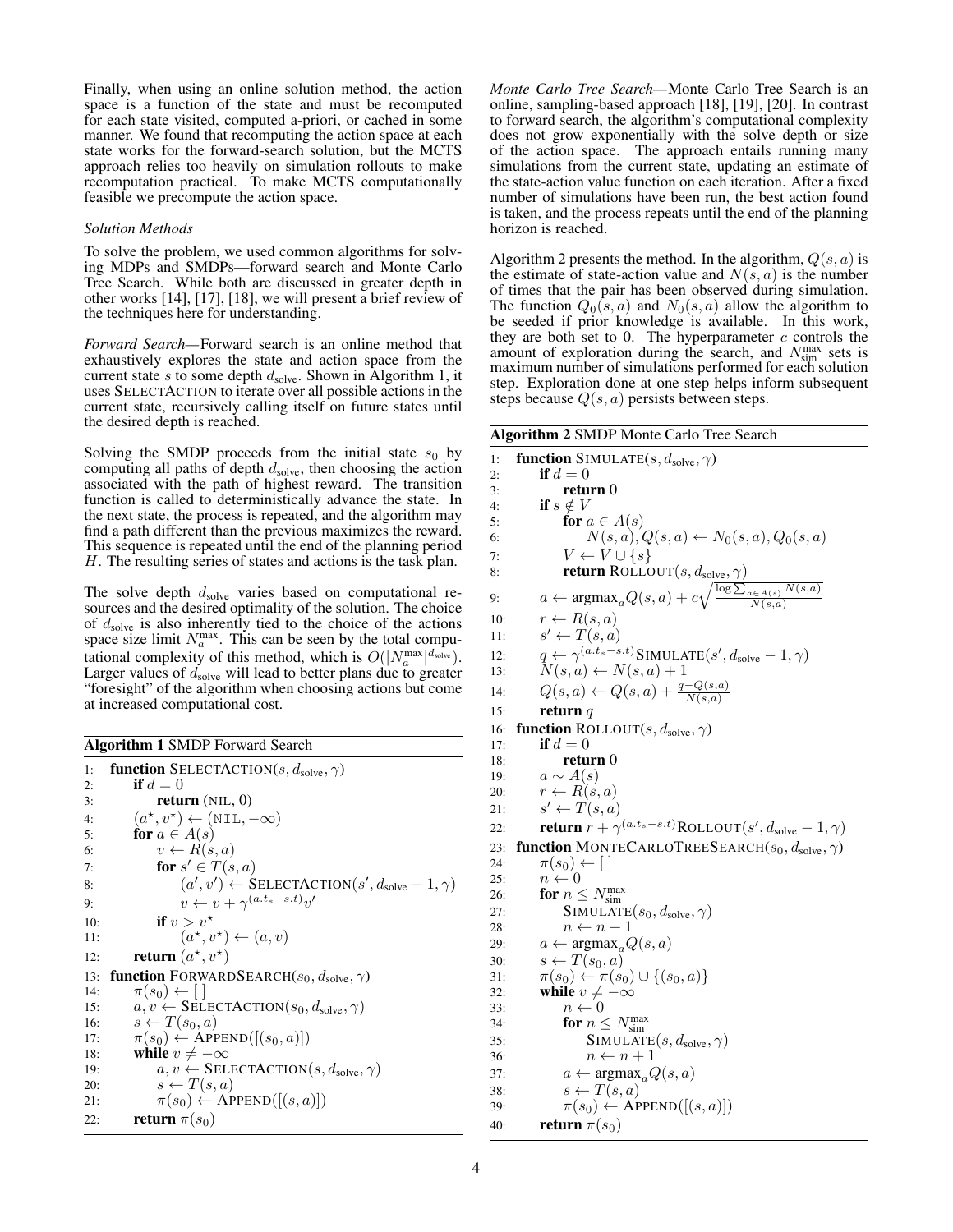Finally, when using an online solution method, the action space is a function of the state and must be recomputed for each state visited, computed a-priori, or cached in some manner. We found that recomputing the action space at each state works for the forward-search solution, but the MCTS approach relies too heavily on simulation rollouts to make recomputation practical. To make MCTS computationally feasible we precompute the action space.

### *Solution Methods*

To solve the problem, we used common algorithms for solving MDPs and SMDPs—forward search and Monte Carlo Tree Search. While both are discussed in greater depth in other works [14], [17], [18], we will present a brief review of the techniques here for understanding.

*Forward Search*—Forward search is an online method that exhaustively explores the state and action space from the current state $s$ to some depth $d_{\text{solve}}$. Shown in Algorithm 1, it uses SELECTACTION to iterate over all possible actions in the current state, recursively calling itself on future states until the desired depth is reached.

Solving the SMDP proceeds from the initial state $s_0$ by computing all paths of depth $d_{\text{solve}}$, then choosing the action associated with the path of highest reward. The transition function is called to deterministically advance the state. In the next state, the process is repeated, and the algorithm may find a path different than the previous maximizes the reward. This sequence is repeated until the end of the planning period $H$. The resulting series of states and actions is the task plan.

The solve depth $d_{\text{solve}}$ varies based on computational resources and the desired optimality of the solution. The choice of $d_{\text{solve}}$ is also inherently tied to the choice of the actions space size limit $N_a^{\max}$. This can be seen by the total computational complexity of this method, which is $O(|N_a^{\max}|^{d_{\text{solve}}})$. Larger values of $d_{\text{solve}}$ will lead to better plans due to greater "foresight" of the algorithm when choosing actions but come at increased computational cost.

**Algorithm 1** SMDP Forward Search

```
1:  function SELECTACTION(s, d_solve, γ)
2:      if d = 0
3:          return (NIL, 0)
4:      (a*, v*) ← (NIL, −∞)
5:      for a ∈ A(s)
6:          v ← R(s, a)
7:          for s' ∈ T(s, a)
8:              (a', v') ← SELECTACTION(s', d_solve − 1, γ)
9:              v ← v + γ^(a.t_s − s.t) v'
10:         if v > v*
11:             (a*, v*) ← (a, v)
12:     return (a*, v*)
13: function FORWARDSEARCH(s_0, d_solve, γ)
14:     π(s_0) ← [ ]
15:     a, v ← SELECTACTION(s_0, d_solve, γ)
16:     s ← T(s_0, a)
17:     π(s_0) ← APPEND([(s_0, a)])
18:     while v ≠ −∞
19:         a, v ← SELECTACTION(s, d_solve, γ)
20:         s ← T(s, a)
21:         π(s_0) ← APPEND([(s, a)])
22:     return π(s_0)
```

*Monte Carlo Tree Search*—Monte Carlo Tree Search is an online, sampling-based approach [18], [19], [20]. In contrast to forward search, the algorithm's computational complexity does not grow exponentially with the solve depth or size of the action space. The approach entails running many simulations from the current state, updating an estimate of the state-action value function on each iteration. After a fixed number of simulations have been run, the best action found is taken, and the process repeats until the end of the planning horizon is reached.

Algorithm 2 presents the method. In the algorithm, $Q(s, a)$ is the estimate of state-action value and $N(s, a)$ is the number of times that the pair has been observed during simulation. The function $Q_0(s, a)$ and $N_0(s, a)$ allow the algorithm to be seeded if prior knowledge is available. In this work, they are both set to 0. The hyperparameter $c$ controls the amount of exploration during the search, and $N_{\text{sim}}^{\max}$ sets is maximum number of simulations performed for each solution step. Exploration done at one step helps inform subsequent steps because $Q(s, a)$ persists between steps.

**Algorithm 2** SMDP Monte Carlo Tree Search

```
1:  function SIMULATE(s, d_solve, γ)
2:      if d = 0
3:          return 0
4:      if s ∉ V
5:          for a ∈ A(s)
6:              N(s, a), Q(s, a) ← N_0(s, a), Q_0(s, a)
7:          V ← V ∪ {s}
8:          return ROLLOUT(s, d_solve, γ)
9:      a ← argmax_a Q(s, a) + c sqrt( log Σ_{a∈A(s)} N(s, a) / N(s, a) )
10:     r ← R(s, a)
11:     s' ← T(s, a)
12:     q ← γ^(a.t_s − s.t) SIMULATE(s', d_solve − 1, γ)
13:     N(s, a) ← N(s, a) + 1
14:     Q(s, a) ← Q(s, a) + (q − Q(s, a)) / N(s, a)
15:     return q
16: function ROLLOUT(s, d_solve, γ)
17:     if d = 0
18:         return 0
19:     a ~ A(s)
20:     r ← R(s, a)
21:     s' ← T(s, a)
22:     return r + γ^(a.t_s − s.t) ROLLOUT(s', d_solve − 1, γ)
23: function MONTECARLOTREESEARCH(s_0, d_solve, γ)
24:     π(s_0) ← [ ]
25:     n ← 0
26:     for n ≤ N_sim^max
27:         SIMULATE(s_0, d_solve, γ)
28:         n ← n + 1
29:     a ← argmax_a Q(s, a)
30:     s ← T(s_0, a)
31:     π(s_0) ← π(s_0) ∪ {(s_0, a)}
32:     while v ≠ −∞
33:         n ← 0
34:         for n ≤ N_sim^max
35:             SIMULATE(s, d_solve, γ)
36:             n ← n + 1
37:         a ← argmax_a Q(s, a)
38:         s ← T(s, a)
39:         π(s_0) ← APPEND([(s, a)])
40:     return π(s_0)
```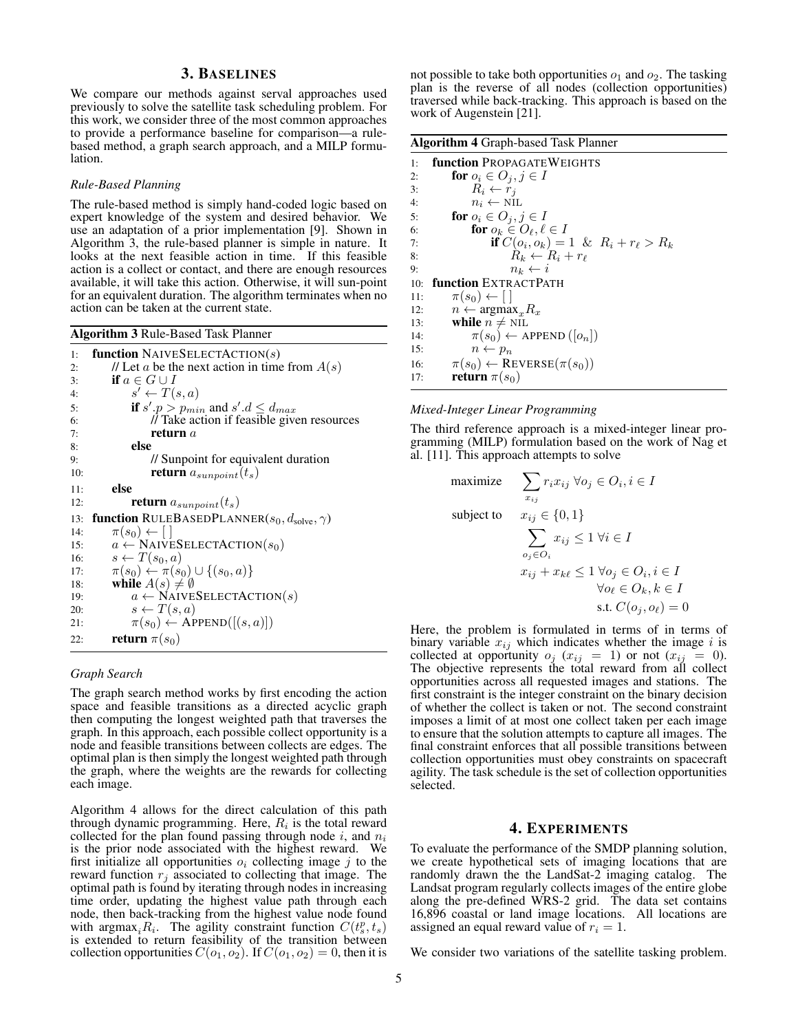## 3. BASELINES

We compare our methods against serval approaches used previously to solve the satellite task scheduling problem. For this work, we consider three of the most common approaches to provide a performance baseline for comparison—a rule-based method, a graph search approach, and a MILP formulation.

### *Rule-Based Planning*

The rule-based method is simply hand-coded logic based on expert knowledge of the system and desired behavior. We use an adaptation of a prior implementation [9]. Shown in Algorithm 3, the rule-based planner is simple in nature. It looks at the next feasible action in time. If this feasible action is a collect or contact, and there are enough resources available, it will take this action. Otherwise, it will sun-point for an equivalent duration. The algorithm terminates when no action can be taken at the current state.

**Algorithm 3** Rule-Based Task Planner

```
1:  function NAIVESELECTACTION(s)
2:      // Let a be the next action in time from A(s)
3:      if a ∈ G ∪ I
4:          s' ← T(s, a)
5:          if s'.p > p_min and s'.d ≤ d_max
6:              // Take action if feasible given resources
7:              return a
8:          else
9:              // Sunpoint for equivalent duration
10:             return a_sunpoint(t_s)
11:     else
12:         return a_sunpoint(t_s)
13: function RULEBASEDPLANNER(s_0, d_solve, γ)
14:     π(s_0) ← [ ]
15:     a ← NAIVESELECTACTION(s_0)
16:     s ← T(s_0, a)
17:     π(s_0) ← π(s_0) ∪ {(s_0, a)}
18:     while A(s) ≠ ∅
19:         a ← NAIVESELECTACTION(s)
20:         s ← T(s, a)
21:         π(s_0) ← APPEND([(s, a)])
22:     return π(s_0)
```

### *Graph Search*

The graph search method works by first encoding the action space and feasible transitions as a directed acyclic graph then computing the longest weighted path that traverses the graph. In this approach, each possible collect opportunity is a node and feasible transitions between collects are edges. The optimal plan is then simply the longest weighted path through the graph, where the weights are the rewards for collecting each image.

Algorithm 4 allows for the direct calculation of this path through dynamic programming. Here, $R_i$ is the total reward collected for the plan found passing through node $i$, and $n_i$ is the prior node associated with the highest reward. We first initialize all opportunities $o_i$ collecting image $j$ to the reward function $r_j$ associated to collecting that image. The optimal path is found by iterating through nodes in increasing time order, updating the highest value path through each node, then back-tracking from the highest value node found with $\text{argmax}_i R_i$. The agility constraint function $C(t_s^p, t_s)$ is extended to return feasibility of the transition between collection opportunities $C(o_1, o_2)$. If $C(o_1, o_2) = 0$, then it is not possible to take both opportunities $o_1$ and $o_2$. The tasking plan is the reverse of all nodes (collection opportunities) traversed while back-tracking. This approach is based on the work of Augenstein [21].

**Algorithm 4** Graph-based Task Planner

```
1:  function PROPAGATEWEIGHTS
2:      for o_i ∈ O_j, j ∈ I
3:          R_i ← r_j
4:          n_i ← NIL
5:      for o_i ∈ O_j, j ∈ I
6:          for o_k ∈ O_ℓ, ℓ ∈ I
7:              if C(o_i, o_k) = 1 & R_i + r_ℓ > R_k
8:                  R_k ← R_i + r_ℓ
9:                  n_k ← i
10: function EXTRACTPATH
11:     π(s_0) ← [ ]
12:     n ← argmax_x R_x
13:     while n ≠ NIL
14:         π(s_0) ← APPEND([o_n])
15:         n ← p_n
16:     π(s_0) ← REVERSE(π(s_0))
17:     return π(s_0)
```

### *Mixed-Integer Linear Programming*

The third reference approach is a mixed-integer linear programming (MILP) formulation based on the work of Nag et al. [11]. This approach attempts to solve

$$
\begin{aligned}
\text{maximize} \quad & \sum_{x_{ij}} r_i x_{ij} \ \forall o_j \in O_i, i \in I \\
\text{subject to} \quad & x_{ij} \in \{0, 1\} \\
& \sum_{o_j \in O_i} x_{ij} \leq 1 \ \forall i \in I \\
& x_{ij} + x_{k\ell} \leq 1 \ \forall o_j \in O_i, i \in I \\
& \qquad \forall o_\ell \in O_k, k \in I \\
& \qquad \text{s.t. } C(o_j, o_\ell) = 0
\end{aligned}
$$

Here, the problem is formulated in terms of in terms of binary variable $x_{ij}$ which indicates whether the image $i$ is collected at opportunity $o_j$ ($x_{ij} = 1$) or not ($x_{ij} = 0$). The objective represents the total reward from all collect opportunities across all requested images and stations. The first constraint is the integer constraint on the binary decision of whether the collect is taken or not. The second constraint imposes a limit of at most one collect taken per each image to ensure that the solution attempts to capture all images. The final constraint enforces that all possible transitions between collection opportunities must obey constraints on spacecraft agility. The task schedule is the set of collection opportunities selected.

## 4. EXPERIMENTS

To evaluate the performance of the SMDP planning solution, we create hypothetical sets of imaging locations that are randomly drawn the the LandSat-2 imaging catalog. The Landsat program regularly collects images of the entire globe along the pre-defined WRS-2 grid. The data set contains 16,896 coastal or land image locations. All locations are assigned an equal reward value of $r_i = 1$.

We consider two variations of the satellite tasking problem.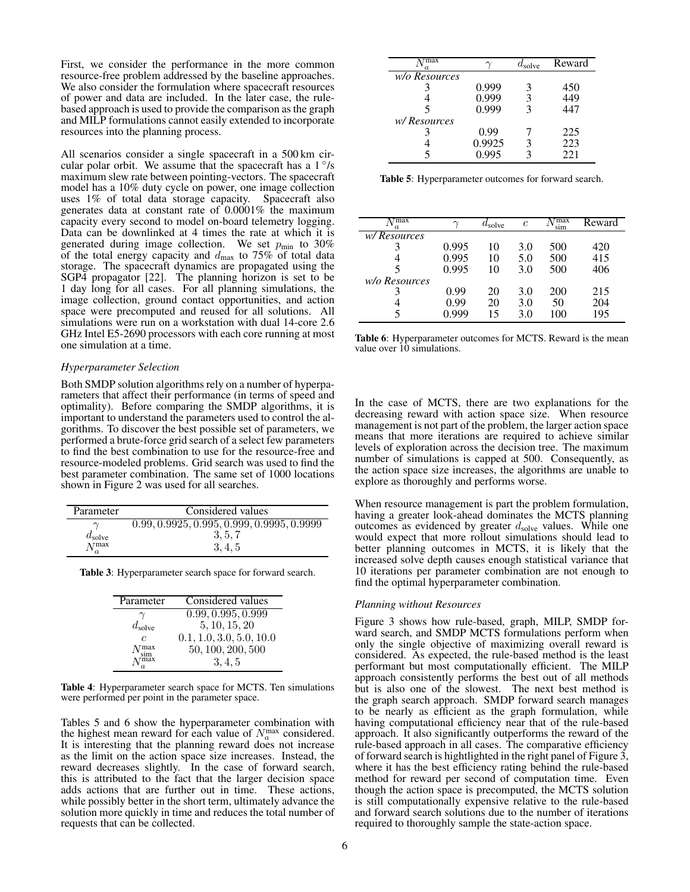First, we consider the performance in the more common resource-free problem addressed by the baseline approaches. We also consider the formulation where spacecraft resources of power and data are included. In the later case, the rule-based approach is used to provide the comparison as the graph and MILP formulations cannot easily extended to incorporate resources into the planning process.

All scenarios consider a single spacecraft in a 500 km circular polar orbit. We assume that the spacecraft has a 1 °/s maximum slew rate between pointing-vectors. The spacecraft model has a 10% duty cycle on power, one image collection uses 1% of total data storage capacity. Spacecraft also generates data at constant rate of 0.0001% the maximum capacity every second to model on-board telemetry logging. Data can be downlinked at 4 times the rate at which it is generated during image collection. We set $p_{\min}$ to 30% of the total energy capacity and $d_{\max}$ to 75% of total data storage. The spacecraft dynamics are propagated using the SGP4 propagator [22]. The planning horizon is set to be 1 day long for all cases. For all planning simulations, the image collection, ground contact opportunities, and action space were precomputed and reused for all solutions. All simulations were run on a workstation with dual 14-core 2.6 GHz Intel E5-2690 processors with each core running at most one simulation at a time.

*Hyperparameter Selection*

Both SMDP solution algorithms rely on a number of hyperparameters that affect their performance (in terms of speed and optimality). Before comparing the SMDP algorithms, it is important to understand the parameters used to control the algorithms. To discover the best possible set of parameters, we performed a brute-force grid search of a select few parameters to find the best combination to use for the resource-free and resource-modeled problems. Grid search was used to find the best parameter combination. The same set of 1000 locations shown in Figure 2 was used for all searches.

| Parameter | Considered values |
|---|---|
| $\gamma$ | $0.99, 0.9925, 0.995, 0.999, 0.9995, 0.9999$ |
| $d_{\text{solve}}$ | $3, 5, 7$ |
| $N_a^{\max}$ | $3, 4, 5$ |

**Table 3**: Hyperparameter search space for forward search.

| Parameter | Considered values |
|---|---|
| $\gamma$ | $0.99, 0.995, 0.999$ |
| $d_{\text{solve}}$ | $5, 10, 15, 20$ |
| $c$ | $0.1, 1.0, 3.0, 5.0, 10.0$ |
| $N_{\text{sim}}^{\max}$ | $50, 100, 200, 500$ |
| $N_a^{\max}$ | $3, 4, 5$ |

**Table 4**: Hyperparameter search space for MCTS. Ten simulations were performed per point in the parameter space.

Tables 5 and 6 show the hyperparameter combination with the highest mean reward for each value of $N_a^{\max}$ considered. It is interesting that the planning reward does not increase as the limit on the action space size increases. Instead, the reward decreases slightly. In the case of forward search, this is attributed to the fact that the larger decision space adds actions that are further out in time. These actions, while possibly better in the short term, ultimately advance the solution more quickly in time and reduces the total number of requests that can be collected.

| $N_a^{\max}$ | $\gamma$ | $d_{\text{solve}}$ | Reward |
|---|---|---|---|
| *w/o Resources* | | | |
| 3 | 0.999 | 3 | 450 |
| 4 | 0.999 | 3 | 449 |
| 5 | 0.999 | 3 | 447 |
| *w/ Resources* | | | |
| 3 | 0.99 | 7 | 225 |
| 4 | 0.9925 | 3 | 223 |
| 5 | 0.995 | 3 | 221 |

**Table 5**: Hyperparameter outcomes for forward search.

| $N_a^{\max}$ | $\gamma$ | $d_{\text{solve}}$ | $c$ | $N_{\text{sim}}^{\max}$ | Reward |
|---|---|---|---|---|---|
| *w/ Resources* | | | | | |
| 3 | 0.995 | 10 | 3.0 | 500 | 420 |
| 4 | 0.995 | 10 | 5.0 | 500 | 415 |
| 5 | 0.995 | 10 | 3.0 | 500 | 406 |
| *w/o Resources* | | | | | |
| 3 | 0.99 | 20 | 3.0 | 200 | 215 |
| 4 | 0.99 | 20 | 3.0 | 50 | 204 |
| 5 | 0.999 | 15 | 3.0 | 100 | 195 |

**Table 6**: Hyperparameter outcomes for MCTS. Reward is the mean value over 10 simulations.

In the case of MCTS, there are two explanations for the decreasing reward with action space size. When resource management is not part of the problem, the larger action space means that more iterations are required to achieve similar levels of exploration across the decision tree. The maximum number of simulations is capped at 500. Consequently, as the action space size increases, the algorithms are unable to explore as thoroughly and performs worse.

When resource management is part the problem formulation, having a greater look-ahead dominates the MCTS planning outcomes as evidenced by greater $d_{\text{solve}}$ values. While one would expect that more rollout simulations should lead to better planning outcomes in MCTS, it is likely that the increased solve depth causes enough statistical variance that 10 iterations per parameter combination are not enough to find the optimal hyperparameter combination.

*Planning without Resources*

Figure 3 shows how rule-based, graph, MILP, SMDP forward search, and SMDP MCTS formulations perform when only the single objective of maximizing overall reward is considered. As expected, the rule-based method is the least performant but most computationally efficient. The MILP approach consistently performs the best out of all methods but is also one of the slowest. The next best method is the graph search approach. SMDP forward search manages to be nearly as efficient as the graph formulation, while having computational efficiency near that of the rule-based approach. It also significantly outperforms the reward of the rule-based approach in all cases. The comparative efficiency of forward search is hightlighted in the right panel of Figure 3, where it has the best efficiency rating behind the rule-based method for reward per second of computation time. Even though the action space is precomputed, the MCTS solution is still computationally expensive relative to the rule-based and forward search solutions due to the number of iterations required to thoroughly sample the state-action space.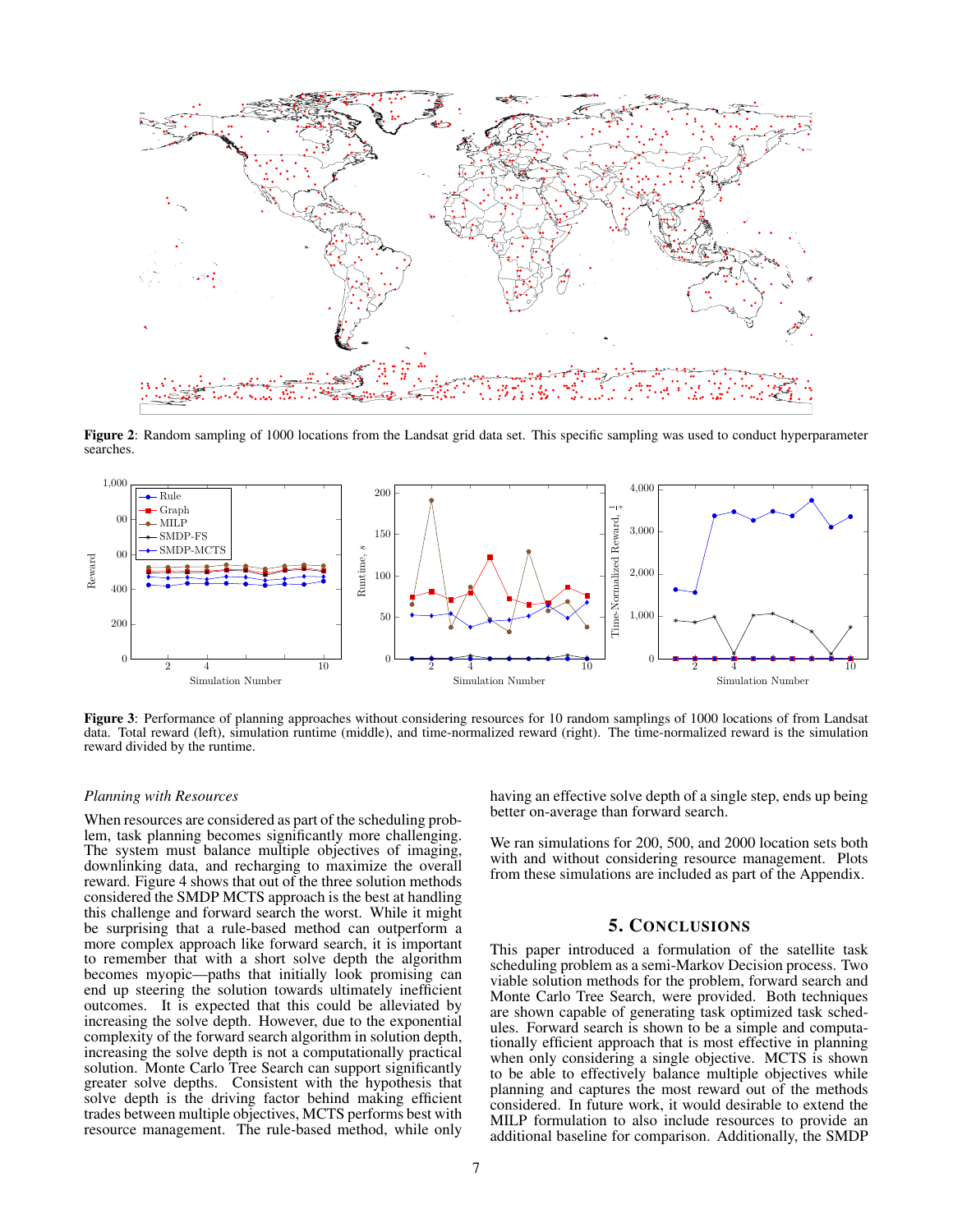**Figure 2**: Random sampling of 1000 locations from the Landsat grid data set. This specific sampling was used to conduct hyperparameter searches.

**Figure 3**: Performance of planning approaches without considering resources for 10 random samplings of 1000 locations of from Landsat data. Total reward (left), simulation runtime (middle), and time-normalized reward (right). The time-normalized reward is the simulation reward divided by the runtime.

*Planning with Resources*

When resources are considered as part of the scheduling problem, task planning becomes significantly more challenging. The system must balance multiple objectives of imaging, downlinking data, and recharging to maximize the overall reward. Figure 4 shows that out of the three solution methods considered the SMDP MCTS approach is the best at handling this challenge and forward search the worst. While it might be surprising that a rule-based method can outperform a more complex approach like forward search, it is important to remember that with a short solve depth the algorithm becomes myopic—paths that initially look promising can end up steering the solution towards ultimately inefficient outcomes. It is expected that this could be alleviated by increasing the solve depth. However, due to the exponential complexity of the forward search algorithm in solution depth, increasing the solve depth is not a computationally practical solution. Monte Carlo Tree Search can support significantly greater solve depths. Consistent with the hypothesis that solve depth is the driving factor behind making efficient trades between multiple objectives, MCTS performs best with resource management. The rule-based method, while only having an effective solve depth of a single step, ends up being better on-average than forward search.

We ran simulations for 200, 500, and 2000 location sets both with and without considering resource management. Plots from these simulations are included as part of the Appendix.

## 5. Conclusions

This paper introduced a formulation of the satellite task scheduling problem as a semi-Markov Decision process. Two viable solution methods for the problem, forward search and Monte Carlo Tree Search, were provided. Both techniques are shown capable of generating task optimized task schedules. Forward search is shown to be a simple and computationally efficient approach that is most effective in planning when only considering a single objective. MCTS is shown to be able to effectively balance multiple objectives while planning and captures the most reward out of the methods considered. In future work, it would desirable to extend the MILP formulation to also include resources to provide an additional baseline for comparison. Additionally, the SMDP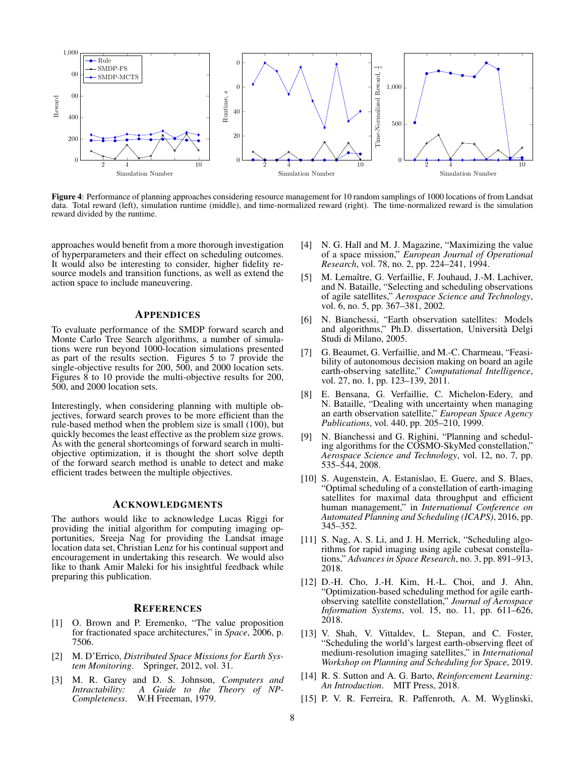**Figure 4**: Performance of planning approaches considering resource management for 10 random samplings of 1000 locations of from Landsat data. Total reward (left), simulation runtime (middle), and time-normalized reward (right). The time-normalized reward is the simulation reward divided by the runtime.

approaches would benefit from a more thorough investigation of hyperparameters and their effect on scheduling outcomes. It would also be interesting to consider, higher fidelity resource models and transition functions, as well as extend the action space to include maneuvering.

## Appendices

To evaluate performance of the SMDP forward search and Monte Carlo Tree Search algorithms, a number of simulations were run beyond 1000-location simulations presented as part of the results section. Figures 5 to 7 provide the single-objective results for 200, 500, and 2000 location sets. Figures 8 to 10 provide the multi-objective results for 200, 500, and 2000 location sets.

Interestingly, when considering planning with multiple objectives, forward search proves to be more efficient than the rule-based method when the problem size is small (100), but quickly becomes the least effective as the problem size grows. As with the general shortcomings of forward search in multi-objective optimization, it is thought the short solve depth of the forward search method is unable to detect and make efficient trades between the multiple objectives.

## Acknowledgments

The authors would like to acknowledge Lucas Riggi for providing the initial algorithm for computing imaging opportunities, Sreeja Nag for providing the Landsat image location data set, Christian Lenz for his continual support and encouragement in undertaking this research. We would also like to thank Amir Maleki for his insightful feedback while preparing this publication.

## References

[1] O. Brown and P. Eremenko, "The value proposition for fractionated space architectures," in *Space*, 2006, p. 7506.

[2] M. D'Errico, *Distributed Space Missions for Earth System Monitoring*. Springer, 2012, vol. 31.

[3] M. R. Garey and D. S. Johnson, *Computers and Intractability: A Guide to the Theory of NP-Completeness*. W.H Freeman, 1979.

[4] N. G. Hall and M. J. Magazine, "Maximizing the value of a space mission," *European Journal of Operational Research*, vol. 78, no. 2, pp. 224–241, 1994.

[5] M. Lemaître, G. Verfaillie, F. Jouhaud, J.-M. Lachiver, and N. Bataille, "Selecting and scheduling observations of agile satellites," *Aerospace Science and Technology*, vol. 6, no. 5, pp. 367–381, 2002.

[6] N. Bianchessi, "Earth observation satellites: Models and algorithms," Ph.D. dissertation, Università Delgi Studi di Milano, 2005.

[7] G. Beaumet, G. Verfaillie, and M.-C. Charmeau, "Feasibility of autonomous decision making on board an agile earth-observing satellite," *Computational Intelligence*, vol. 27, no. 1, pp. 123–139, 2011.

[8] E. Bensana, G. Verfaillie, C. Michelon-Edery, and N. Bataille, "Dealing with uncertainty when managing an earth observation satellite," *European Space Agency Publications*, vol. 440, pp. 205–210, 1999.

[9] N. Bianchessi and G. Righini, "Planning and scheduling algorithms for the COSMO-SkyMed constellation," *Aerospace Science and Technology*, vol. 12, no. 7, pp. 535–544, 2008.

[10] S. Augenstein, A. Estanislao, E. Guere, and S. Blaes, "Optimal scheduling of a constellation of earth-imaging satellites for maximal data throughput and efficient human management," in *International Conference on Automated Planning and Scheduling (ICAPS)*, 2016, pp. 345–352.

[11] S. Nag, A. S. Li, and J. H. Merrick, "Scheduling algorithms for rapid imaging using agile cubesat constellations," *Advances in Space Research*, no. 3, pp. 891–913, 2018.

[12] D.-H. Cho, J.-H. Kim, H.-L. Choi, and J. Ahn, "Optimization-based scheduling method for agile earth-observing satellite constellation," *Journal of Aerospace Information Systems*, vol. 15, no. 11, pp. 611–626, 2018.

[13] V. Shah, V. Vittaldev, L. Stepan, and C. Foster, "Scheduling the world's largest earth-observing fleet of medium-resolution imaging satellites," in *International Workshop on Planning and Scheduling for Space*, 2019.

[14] R. S. Sutton and A. G. Barto, *Reinforcement Learning: An Introduction*. MIT Press, 2018.

[15] P. V. R. Ferreira, R. Paffenroth, A. M. Wyglinski,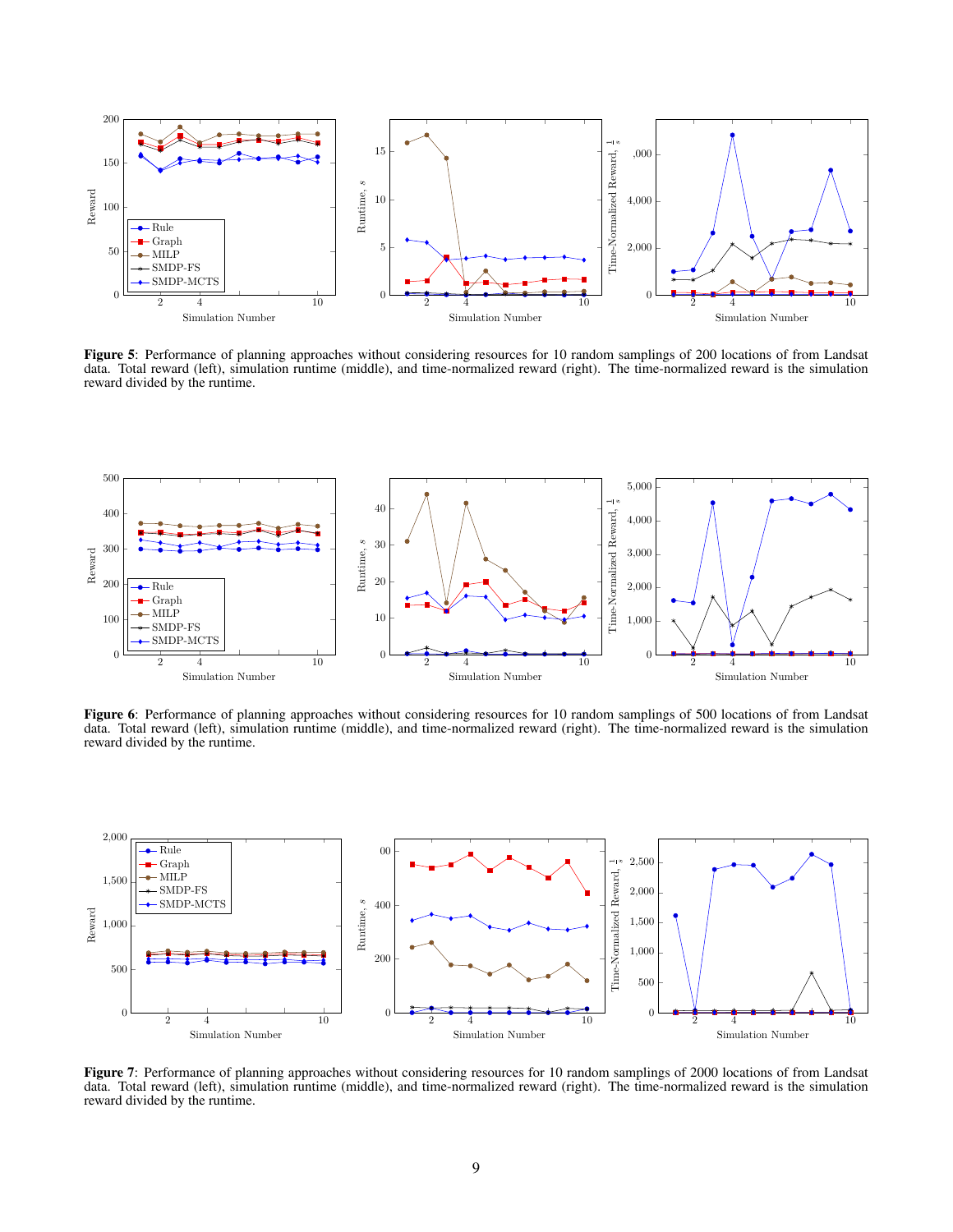**Figure 5**: Performance of planning approaches without considering resources for 10 random samplings of 200 locations of from Landsat data. Total reward (left), simulation runtime (middle), and time-normalized reward (right). The time-normalized reward is the simulation reward divided by the runtime.

**Figure 6**: Performance of planning approaches without considering resources for 10 random samplings of 500 locations of from Landsat data. Total reward (left), simulation runtime (middle), and time-normalized reward (right). The time-normalized reward is the simulation reward divided by the runtime.

**Figure 7**: Performance of planning approaches without considering resources for 10 random samplings of 2000 locations of from Landsat data. Total reward (left), simulation runtime (middle), and time-normalized reward (right). The time-normalized reward is the simulation reward divided by the runtime.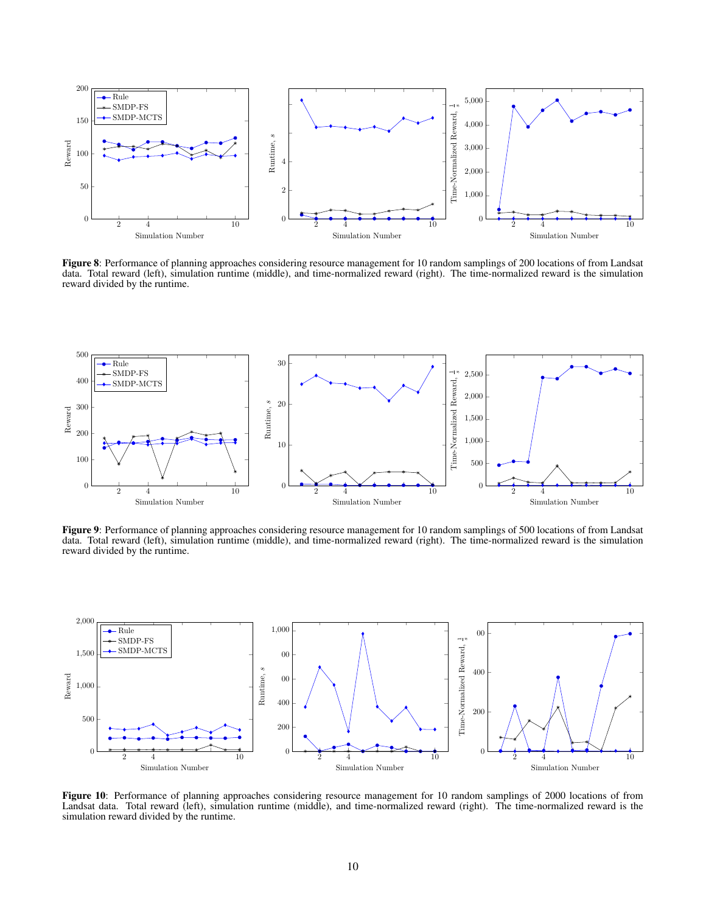**Figure 8**: Performance of planning approaches considering resource management for 10 random samplings of 200 locations of from Landsat data. Total reward (left), simulation runtime (middle), and time-normalized reward (right). The time-normalized reward is the simulation reward divided by the runtime.

**Figure 9**: Performance of planning approaches considering resource management for 10 random samplings of 500 locations of from Landsat data. Total reward (left), simulation runtime (middle), and time-normalized reward (right). The time-normalized reward is the simulation reward divided by the runtime.

**Figure 10**: Performance of planning approaches considering resource management for 10 random samplings of 2000 locations of from Landsat data. Total reward (left), simulation runtime (middle), and time-normalized reward (right). The time-normalized reward is the simulation reward divided by the runtime.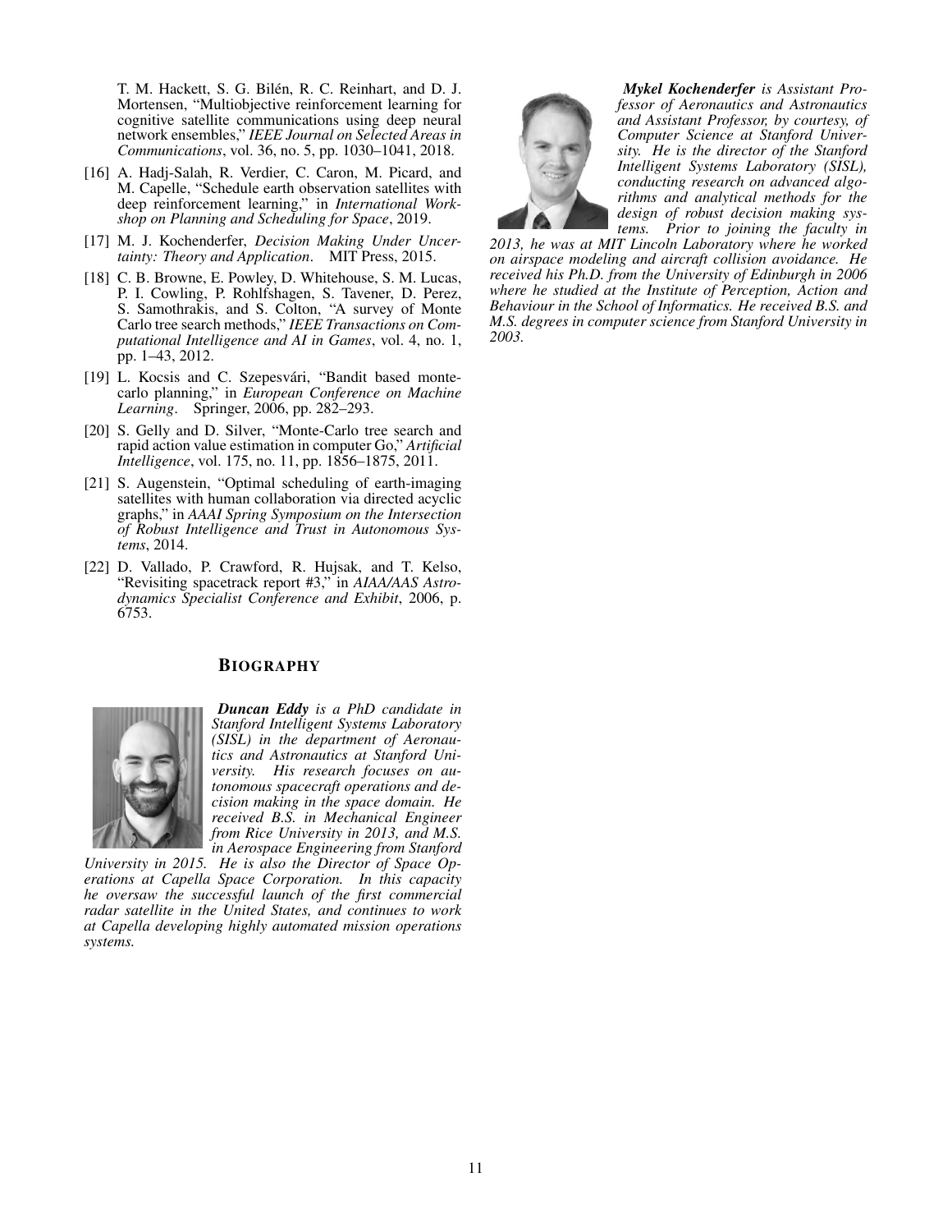T. M. Hackett, S. G. Bilén, R. C. Reinhart, and D. J. Mortensen, "Multiobjective reinforcement learning for cognitive satellite communications using deep neural network ensembles," *IEEE Journal on Selected Areas in Communications*, vol. 36, no. 5, pp. 1030–1041, 2018.

[16] A. Hadj-Salah, R. Verdier, C. Caron, M. Picard, and M. Capelle, "Schedule earth observation satellites with deep reinforcement learning," in *International Workshop on Planning and Scheduling for Space*, 2019.

[17] M. J. Kochenderfer, *Decision Making Under Uncertainty: Theory and Application*. MIT Press, 2015.

[18] C. B. Browne, E. Powley, D. Whitehouse, S. M. Lucas, P. I. Cowling, P. Rohlfshagen, S. Tavener, D. Perez, S. Samothrakis, and S. Colton, "A survey of Monte Carlo tree search methods," *IEEE Transactions on Computational Intelligence and AI in Games*, vol. 4, no. 1, pp. 1–43, 2012.

[19] L. Kocsis and C. Szepesvári, "Bandit based monte-carlo planning," in *European Conference on Machine Learning*. Springer, 2006, pp. 282–293.

[20] S. Gelly and D. Silver, "Monte-Carlo tree search and rapid action value estimation in computer Go," *Artificial Intelligence*, vol. 175, no. 11, pp. 1856–1875, 2011.

[21] S. Augenstein, "Optimal scheduling of earth-imaging satellites with human collaboration via directed acyclic graphs," in *AAAI Spring Symposium on the Intersection of Robust Intelligence and Trust in Autonomous Systems*, 2014.

[22] D. Vallado, P. Crawford, R. Hujsak, and T. Kelso, "Revisiting spacetrack report #3," in *AIAA/AAS Astrodynamics Specialist Conference and Exhibit*, 2006, p. 6753.

## BIOGRAPHY

***Duncan Eddy*** *is a PhD candidate in Stanford Intelligent Systems Laboratory (SISL) in the department of Aeronautics and Astronautics at Stanford University. His research focuses on autonomous spacecraft operations and decision making in the space domain. He received B.S. in Mechanical Engineer from Rice University in 2013, and M.S. in Aerospace Engineering from Stanford University in 2015. He is also the Director of Space Operations at Capella Space Corporation. In this capacity he oversaw the successful launch of the first commercial radar satellite in the United States, and continues to work at Capella developing highly automated mission operations systems.*

***Mykel Kochenderfer*** *is Assistant Professor of Aeronautics and Astronautics and Assistant Professor, by courtesy, of Computer Science at Stanford University. He is the director of the Stanford Intelligent Systems Laboratory (SISL), conducting research on advanced algorithms and analytical methods for the design of robust decision making systems. Prior to joining the faculty in 2013, he was at MIT Lincoln Laboratory where he worked on airspace modeling and aircraft collision avoidance. He received his Ph.D. from the University of Edinburgh in 2006 where he studied at the Institute of Perception, Action and Behaviour in the School of Informatics. He received B.S. and M.S. degrees in computer science from Stanford University in 2003.*